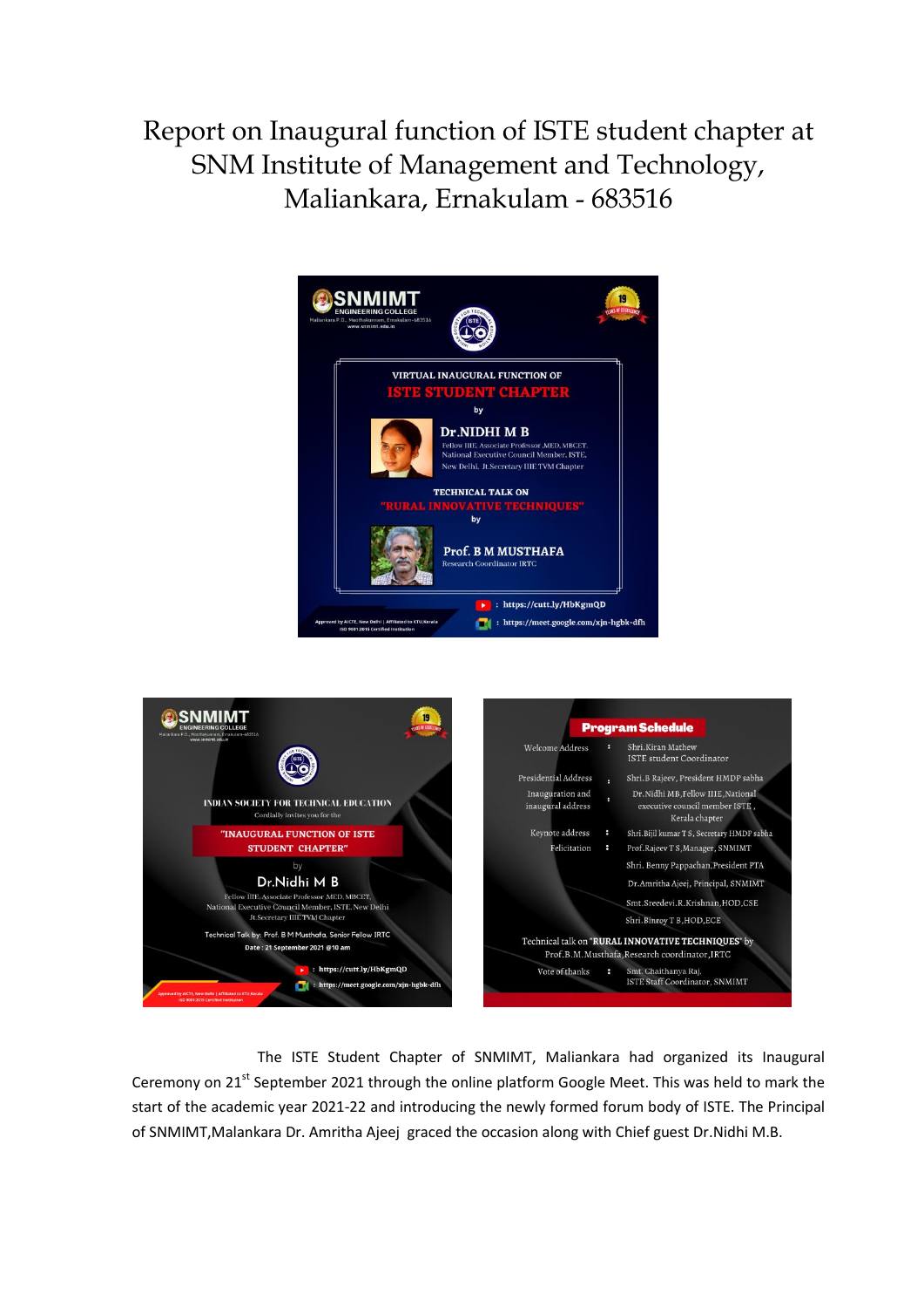# Report on Inaugural function of ISTE student chapter at SNM Institute of Management and Technology, Maliankara, Ernakulam - 683516

The ISTE Student Chapter of SNMIMT, Maliankara had organized its Inaugural Ceremony on 21st September 2021 through the online platform Google Meet. This was held to mark the start of the academic year 2021-22 and introducing the newly formed forum body of ISTE. The Principal of SNMIMT,Malankara Dr. Amritha Ajeej graced the occasion along with Chief guest Dr.Nidhi M.B.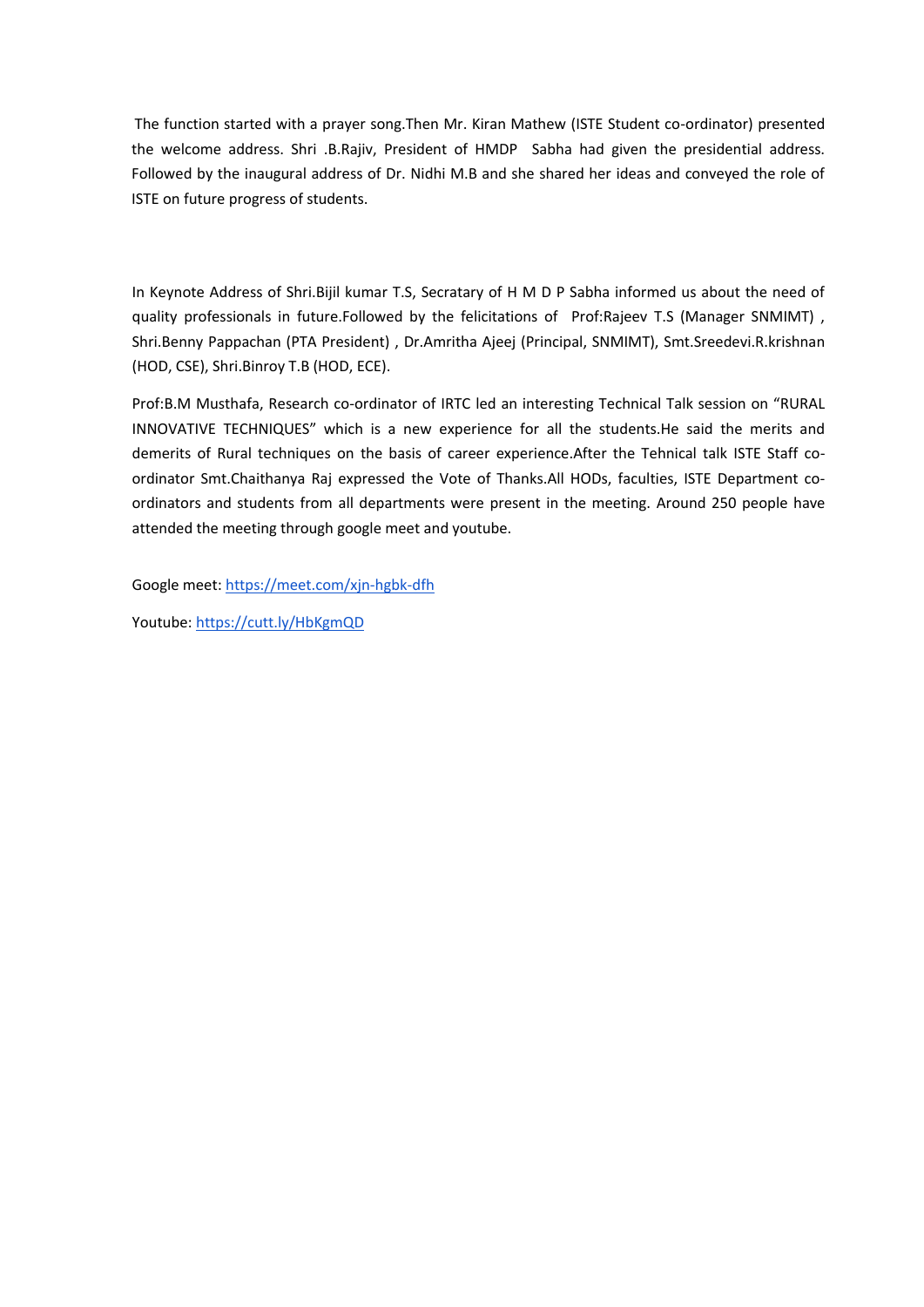The function started with a prayer song.Then Mr. Kiran Mathew (ISTE Student co-ordinator) presented the welcome address. Shri .B.Rajiv, President of HMDP Sabha had given the presidential address. Followed by the inaugural address of Dr. Nidhi M.B and she shared her ideas and conveyed the role of ISTE on future progress of students.

In Keynote Address of Shri.Bijil kumar T.S, Secratary of H M D P Sabha informed us about the need of quality professionals in future.Followed by the felicitations of Prof:Rajeev T.S (Manager SNMIMT) , Shri.Benny Pappachan (PTA President) , Dr.Amritha Ajeej (Principal, SNMIMT), Smt.Sreedevi.R.krishnan (HOD, CSE), Shri.Binroy T.B (HOD, ECE).

Prof:B.M Musthafa, Research co-ordinator of IRTC led an interesting Technical Talk session on "RURAL INNOVATIVE TECHNIQUES" which is a new experience for all the students.He said the merits and demerits of Rural techniques on the basis of career experience.After the Tehnical talk ISTE Staff co-ordinator Smt.Chaithanya Raj expressed the Vote of Thanks.All HODs, faculties, ISTE Department co-ordinators and students from all departments were present in the meeting. Around 250 people have attended the meeting through google meet and youtube.

Google meet: https://meet.com/xjn-hgbk-dfh

Youtube: https://cutt.ly/HbKgmQD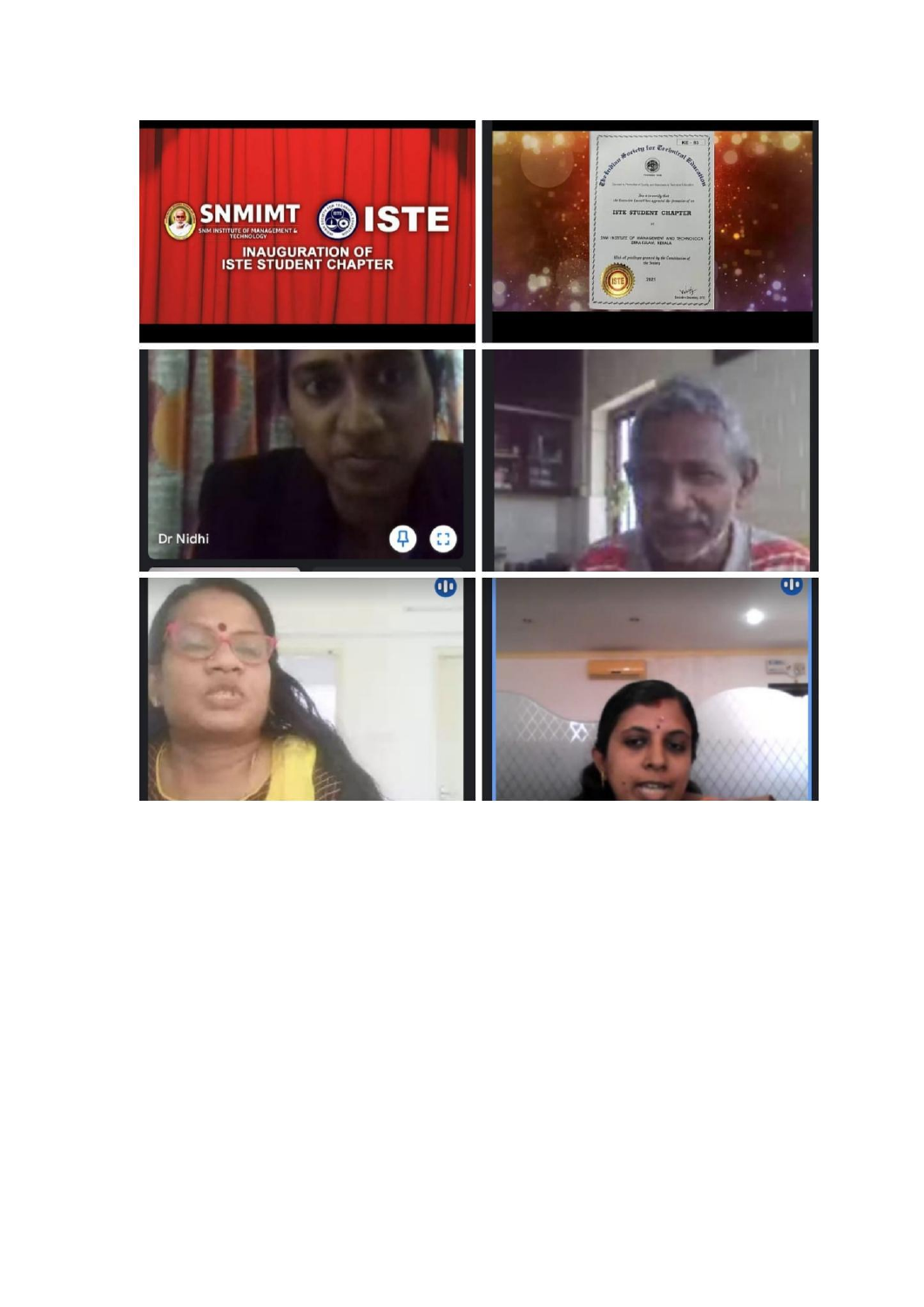SNMIMT
SNM INSTITUTE OF MANAGEMENT & TECHNOLOGY

ISTE

INAUGURATION OF ISTE STUDENT CHAPTER

Dr Nidhi